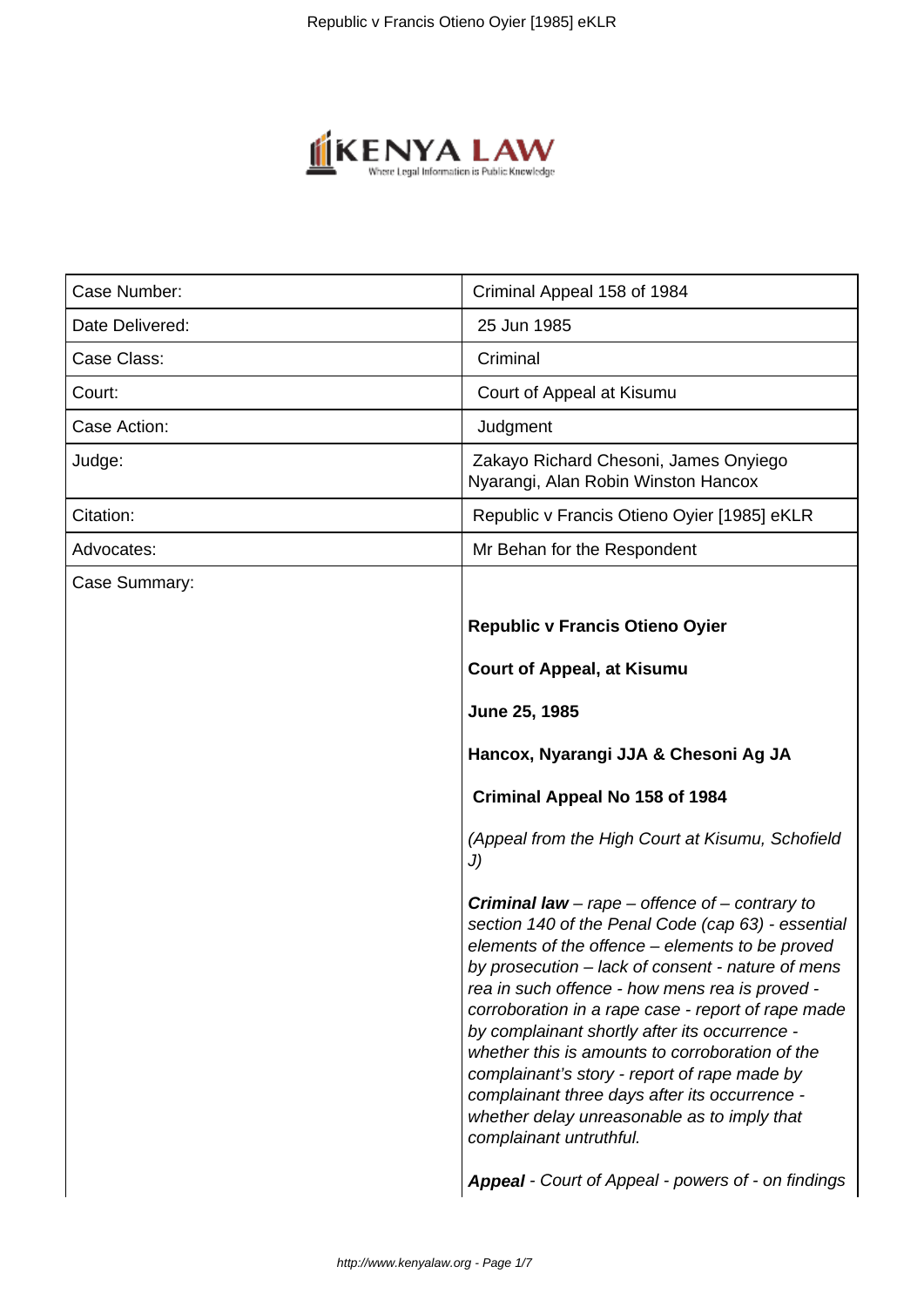| Case Number: | Criminal Appeal 158 of 1984 |
| --- | --- |
| Date Delivered: | 25 Jun 1985 |
| Case Class: | Criminal |
| Court: | Court of Appeal at Kisumu |
| Case Action: | Judgment |
| Judge: | Zakayo Richard Chesoni, James Onyiego Nyarangi, Alan Robin Winston Hancox |
| Citation: | Republic v Francis Otieno Oyier [1985] eKLR |
| Advocates: | Mr Behan for the Respondent |
| Case Summary: | **Republic v Francis Otieno Oyier**<br><br>**Court of Appeal, at Kisumu**<br><br>**June 25, 1985**<br><br>**Hancox, Nyarangi JJA & Chesoni Ag JA**<br><br>**Criminal Appeal No 158 of 1984**<br><br>*(Appeal from the High Court at Kisumu, Schofield J)*<br><br>***Criminal law** – rape – offence of – contrary to section 140 of the Penal Code (cap 63) - essential elements of the offence – elements to be proved by prosecution – lack of consent - nature of mens rea in such offence - how mens rea is proved - corroboration in a rape case - report of rape made by complainant shortly after its occurrence - whether this is amounts to corroboration of the complainant's story - report of rape made by complainant three days after its occurrence - whether delay unreasonable as to imply that complainant untruthful.*<br><br>***Appeal** - Court of Appeal - powers of - on findings* |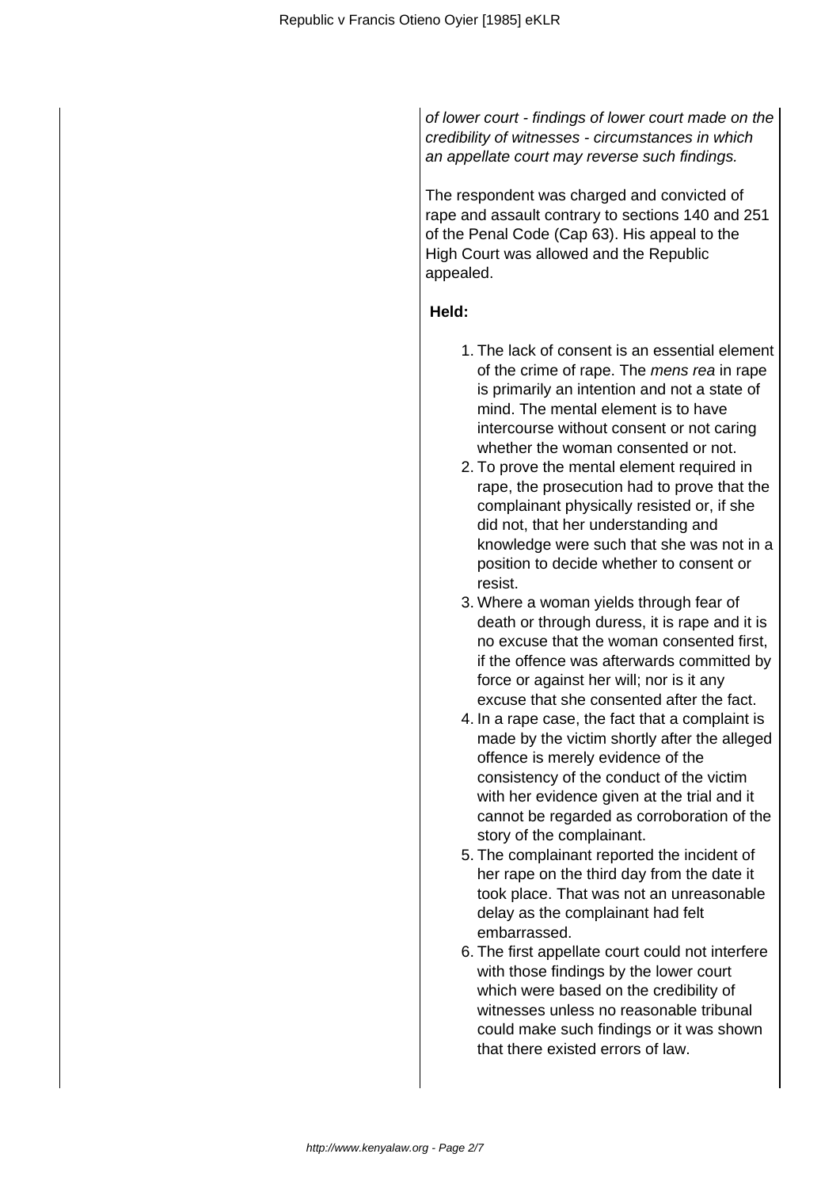*of lower court - findings of lower court made on the credibility of witnesses - circumstances in which an appellate court may reverse such findings.*

The respondent was charged and convicted of rape and assault contrary to sections 140 and 251 of the Penal Code (Cap 63). His appeal to the High Court was allowed and the Republic appealed.

**Held:**

1. The lack of consent is an essential element of the crime of rape. The *mens rea* in rape is primarily an intention and not a state of mind. The mental element is to have intercourse without consent or not caring whether the woman consented or not.
2. To prove the mental element required in rape, the prosecution had to prove that the complainant physically resisted or, if she did not, that her understanding and knowledge were such that she was not in a position to decide whether to consent or resist.
3. Where a woman yields through fear of death or through duress, it is rape and it is no excuse that the woman consented first, if the offence was afterwards committed by force or against her will; nor is it any excuse that she consented after the fact.
4. In a rape case, the fact that a complaint is made by the victim shortly after the alleged offence is merely evidence of the consistency of the conduct of the victim with her evidence given at the trial and it cannot be regarded as corroboration of the story of the complainant.
5. The complainant reported the incident of her rape on the third day from the date it took place. That was not an unreasonable delay as the complainant had felt embarrassed.
6. The first appellate court could not interfere with those findings by the lower court which were based on the credibility of witnesses unless no reasonable tribunal could make such findings or it was shown that there existed errors of law.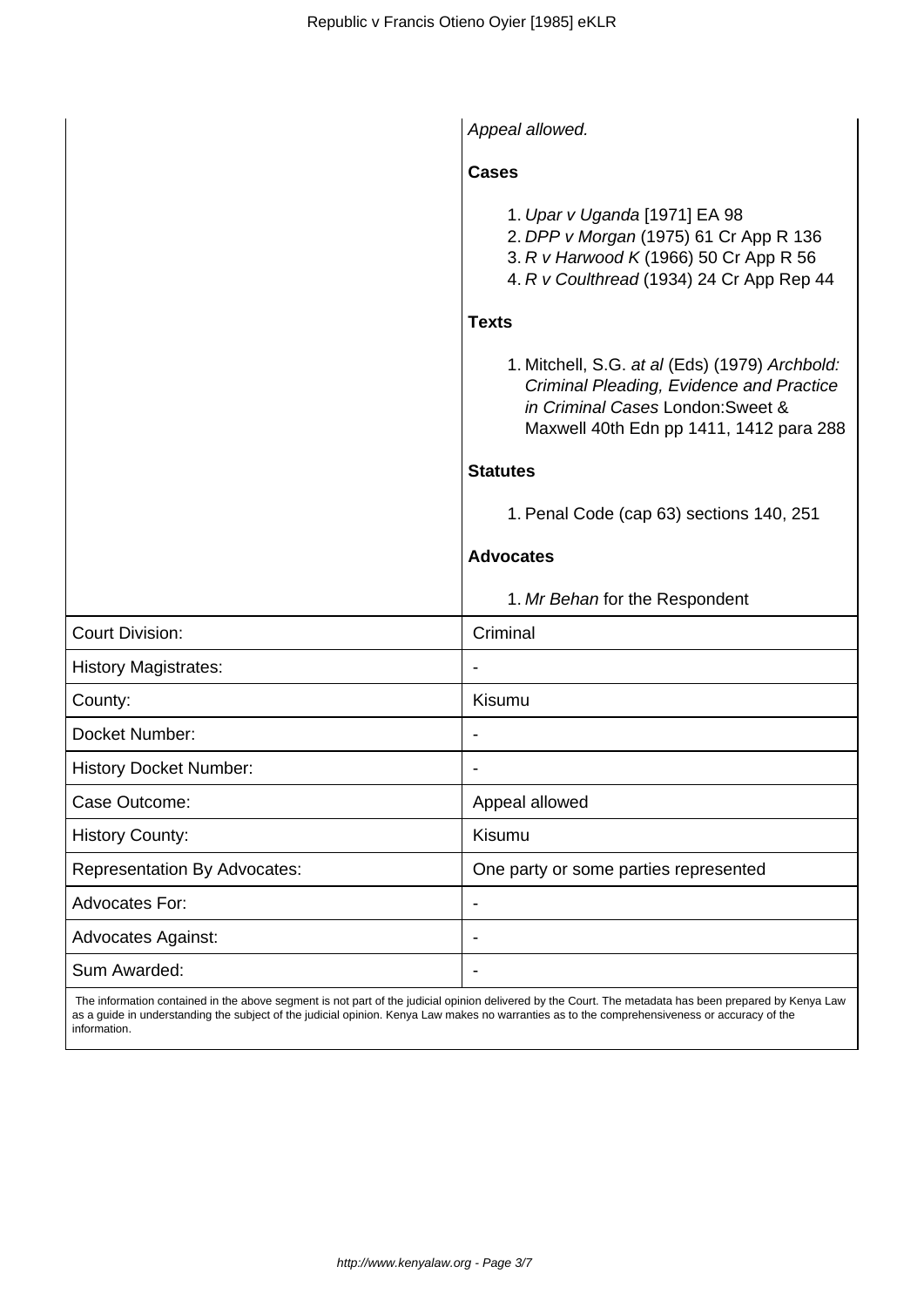*Appeal allowed.*

**Cases**

1. *Upar v Uganda* [1971] EA 98
2. *DPP v Morgan* (1975) 61 Cr App R 136
3. *R v Harwood K* (1966) 50 Cr App R 56
4. *R v Coulthread* (1934) 24 Cr App Rep 44

**Texts**

1. Mitchell, S.G. *at al* (Eds) (1979) *Archbold: Criminal Pleading, Evidence and Practice in Criminal Cases* London:Sweet & Maxwell 40th Edn pp 1411, 1412 para 288

**Statutes**

1. Penal Code (cap 63) sections 140, 251

**Advocates**

1. *Mr Behan* for the Respondent

| | |
|---|---|
| Court Division: | Criminal |
| History Magistrates: | - |
| County: | Kisumu |
| Docket Number: | - |
| History Docket Number: | - |
| Case Outcome: | Appeal allowed |
| History County: | Kisumu |
| Representation By Advocates: | One party or some parties represented |
| Advocates For: | - |
| Advocates Against: | - |
| Sum Awarded: | - |

The information contained in the above segment is not part of the judicial opinion delivered by the Court. The metadata has been prepared by Kenya Law as a guide in understanding the subject of the judicial opinion. Kenya Law makes no warranties as to the comprehensiveness or accuracy of the information.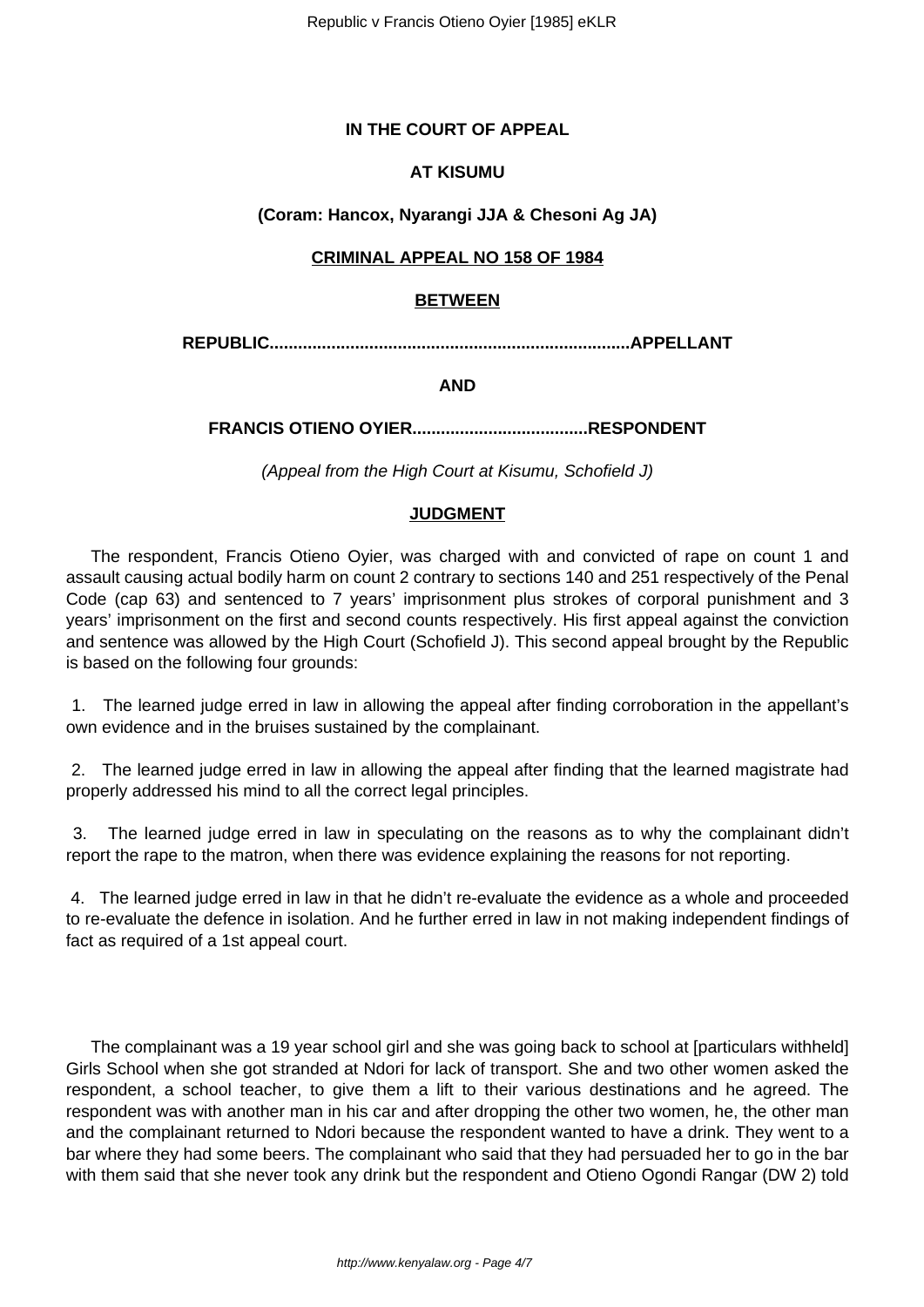**IN THE COURT OF APPEAL**

**AT KISUMU**

**(Coram: Hancox, Nyarangi JJA & Chesoni Ag JA)**

**CRIMINAL APPEAL NO 158 OF 1984**

**BETWEEN**

**REPUBLIC..........................................................................APPELLANT**

**AND**

**FRANCIS OTIENO OYIER....................................RESPONDENT**

*(Appeal from the High Court at Kisumu, Schofield J)*

**JUDGMENT**

The respondent, Francis Otieno Oyier, was charged with and convicted of rape on count 1 and assault causing actual bodily harm on count 2 contrary to sections 140 and 251 respectively of the Penal Code (cap 63) and sentenced to 7 years' imprisonment plus strokes of corporal punishment and 3 years' imprisonment on the first and second counts respectively. His first appeal against the conviction and sentence was allowed by the High Court (Schofield J). This second appeal brought by the Republic is based on the following four grounds:

1. The learned judge erred in law in allowing the appeal after finding corroboration in the appellant's own evidence and in the bruises sustained by the complainant.

2. The learned judge erred in law in allowing the appeal after finding that the learned magistrate had properly addressed his mind to all the correct legal principles.

3. The learned judge erred in law in speculating on the reasons as to why the complainant didn't report the rape to the matron, when there was evidence explaining the reasons for not reporting.

4. The learned judge erred in law in that he didn't re-evaluate the evidence as a whole and proceeded to re-evaluate the defence in isolation. And he further erred in law in not making independent findings of fact as required of a 1st appeal court.

The complainant was a 19 year school girl and she was going back to school at [particulars withheld] Girls School when she got stranded at Ndori for lack of transport. She and two other women asked the respondent, a school teacher, to give them a lift to their various destinations and he agreed. The respondent was with another man in his car and after dropping the other two women, he, the other man and the complainant returned to Ndori because the respondent wanted to have a drink. They went to a bar where they had some beers. The complainant who said that they had persuaded her to go in the bar with them said that she never took any drink but the respondent and Otieno Ogondi Rangar (DW 2) told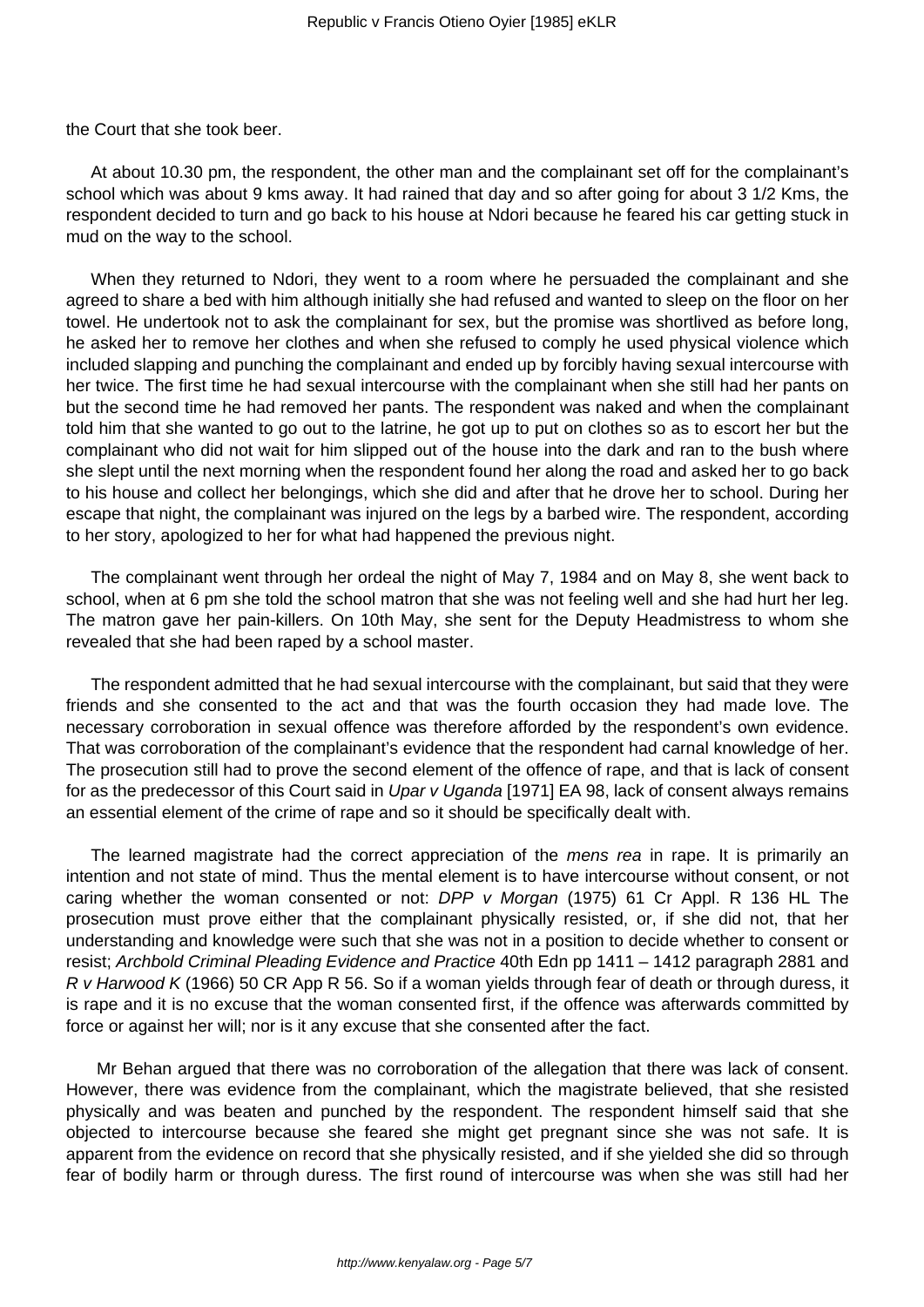the Court that she took beer.

At about 10.30 pm, the respondent, the other man and the complainant set off for the complainant's school which was about 9 kms away. It had rained that day and so after going for about 3 1/2 Kms, the respondent decided to turn and go back to his house at Ndori because he feared his car getting stuck in mud on the way to the school.

When they returned to Ndori, they went to a room where he persuaded the complainant and she agreed to share a bed with him although initially she had refused and wanted to sleep on the floor on her towel. He undertook not to ask the complainant for sex, but the promise was shortlived as before long, he asked her to remove her clothes and when she refused to comply he used physical violence which included slapping and punching the complainant and ended up by forcibly having sexual intercourse with her twice. The first time he had sexual intercourse with the complainant when she still had her pants on but the second time he had removed her pants. The respondent was naked and when the complainant told him that she wanted to go out to the latrine, he got up to put on clothes so as to escort her but the complainant who did not wait for him slipped out of the house into the dark and ran to the bush where she slept until the next morning when the respondent found her along the road and asked her to go back to his house and collect her belongings, which she did and after that he drove her to school. During her escape that night, the complainant was injured on the legs by a barbed wire. The respondent, according to her story, apologized to her for what had happened the previous night.

The complainant went through her ordeal the night of May 7, 1984 and on May 8, she went back to school, when at 6 pm she told the school matron that she was not feeling well and she had hurt her leg. The matron gave her pain-killers. On 10th May, she sent for the Deputy Headmistress to whom she revealed that she had been raped by a school master.

The respondent admitted that he had sexual intercourse with the complainant, but said that they were friends and she consented to the act and that was the fourth occasion they had made love. The necessary corroboration in sexual offence was therefore afforded by the respondent's own evidence. That was corroboration of the complainant's evidence that the respondent had carnal knowledge of her. The prosecution still had to prove the second element of the offence of rape, and that is lack of consent for as the predecessor of this Court said in *Upar v Uganda* [1971] EA 98, lack of consent always remains an essential element of the crime of rape and so it should be specifically dealt with.

The learned magistrate had the correct appreciation of the *mens rea* in rape. It is primarily an intention and not state of mind. Thus the mental element is to have intercourse without consent, or not caring whether the woman consented or not: *DPP v Morgan* (1975) 61 Cr Appl. R 136 HL The prosecution must prove either that the complainant physically resisted, or, if she did not, that her understanding and knowledge were such that she was not in a position to decide whether to consent or resist; *Archbold Criminal Pleading Evidence and Practice* 40th Edn pp 1411 – 1412 paragraph 2881 and *R v Harwood K* (1966) 50 CR App R 56. So if a woman yields through fear of death or through duress, it is rape and it is no excuse that the woman consented first, if the offence was afterwards committed by force or against her will; nor is it any excuse that she consented after the fact.

Mr Behan argued that there was no corroboration of the allegation that there was lack of consent. However, there was evidence from the complainant, which the magistrate believed, that she resisted physically and was beaten and punched by the respondent. The respondent himself said that she objected to intercourse because she feared she might get pregnant since she was not safe. It is apparent from the evidence on record that she physically resisted, and if she yielded she did so through fear of bodily harm or through duress. The first round of intercourse was when she was still had her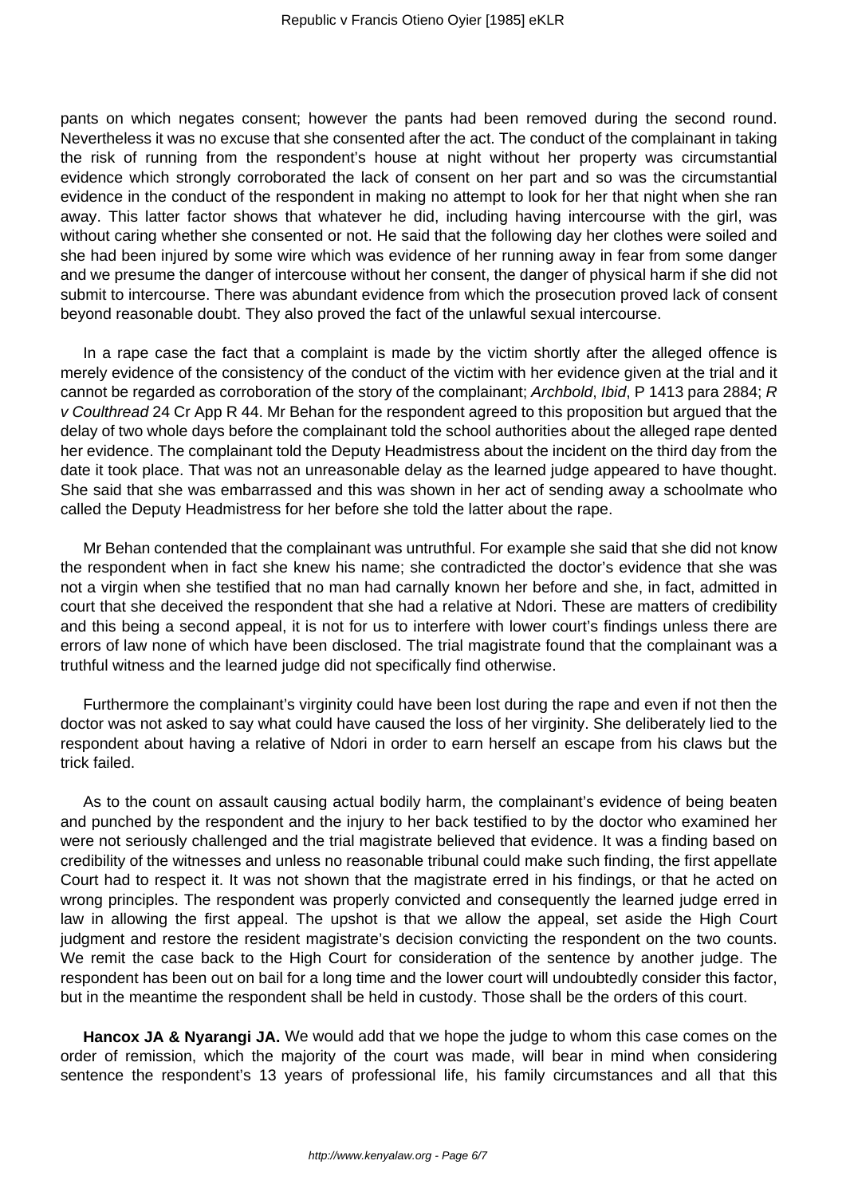pants on which negates consent; however the pants had been removed during the second round. Nevertheless it was no excuse that she consented after the act. The conduct of the complainant in taking the risk of running from the respondent's house at night without her property was circumstantial evidence which strongly corroborated the lack of consent on her part and so was the circumstantial evidence in the conduct of the respondent in making no attempt to look for her that night when she ran away. This latter factor shows that whatever he did, including having intercourse with the girl, was without caring whether she consented or not. He said that the following day her clothes were soiled and she had been injured by some wire which was evidence of her running away in fear from some danger and we presume the danger of intercouse without her consent, the danger of physical harm if she did not submit to intercourse. There was abundant evidence from which the prosecution proved lack of consent beyond reasonable doubt. They also proved the fact of the unlawful sexual intercourse.

In a rape case the fact that a complaint is made by the victim shortly after the alleged offence is merely evidence of the consistency of the conduct of the victim with her evidence given at the trial and it cannot be regarded as corroboration of the story of the complainant; *Archbold*, *Ibid*, P 1413 para 2884; *R v Coulthread* 24 Cr App R 44. Mr Behan for the respondent agreed to this proposition but argued that the delay of two whole days before the complainant told the school authorities about the alleged rape dented her evidence. The complainant told the Deputy Headmistress about the incident on the third day from the date it took place. That was not an unreasonable delay as the learned judge appeared to have thought. She said that she was embarrassed and this was shown in her act of sending away a schoolmate who called the Deputy Headmistress for her before she told the latter about the rape.

Mr Behan contended that the complainant was untruthful. For example she said that she did not know the respondent when in fact she knew his name; she contradicted the doctor's evidence that she was not a virgin when she testified that no man had carnally known her before and she, in fact, admitted in court that she deceived the respondent that she had a relative at Ndori. These are matters of credibility and this being a second appeal, it is not for us to interfere with lower court's findings unless there are errors of law none of which have been disclosed. The trial magistrate found that the complainant was a truthful witness and the learned judge did not specifically find otherwise.

Furthermore the complainant's virginity could have been lost during the rape and even if not then the doctor was not asked to say what could have caused the loss of her virginity. She deliberately lied to the respondent about having a relative of Ndori in order to earn herself an escape from his claws but the trick failed.

As to the count on assault causing actual bodily harm, the complainant's evidence of being beaten and punched by the respondent and the injury to her back testified to by the doctor who examined her were not seriously challenged and the trial magistrate believed that evidence. It was a finding based on credibility of the witnesses and unless no reasonable tribunal could make such finding, the first appellate Court had to respect it. It was not shown that the magistrate erred in his findings, or that he acted on wrong principles. The respondent was properly convicted and consequently the learned judge erred in law in allowing the first appeal. The upshot is that we allow the appeal, set aside the High Court judgment and restore the resident magistrate's decision convicting the respondent on the two counts. We remit the case back to the High Court for consideration of the sentence by another judge. The respondent has been out on bail for a long time and the lower court will undoubtedly consider this factor, but in the meantime the respondent shall be held in custody. Those shall be the orders of this court.

**Hancox JA & Nyarangi JA.** We would add that we hope the judge to whom this case comes on the order of remission, which the majority of the court was made, will bear in mind when considering sentence the respondent's 13 years of professional life, his family circumstances and all that this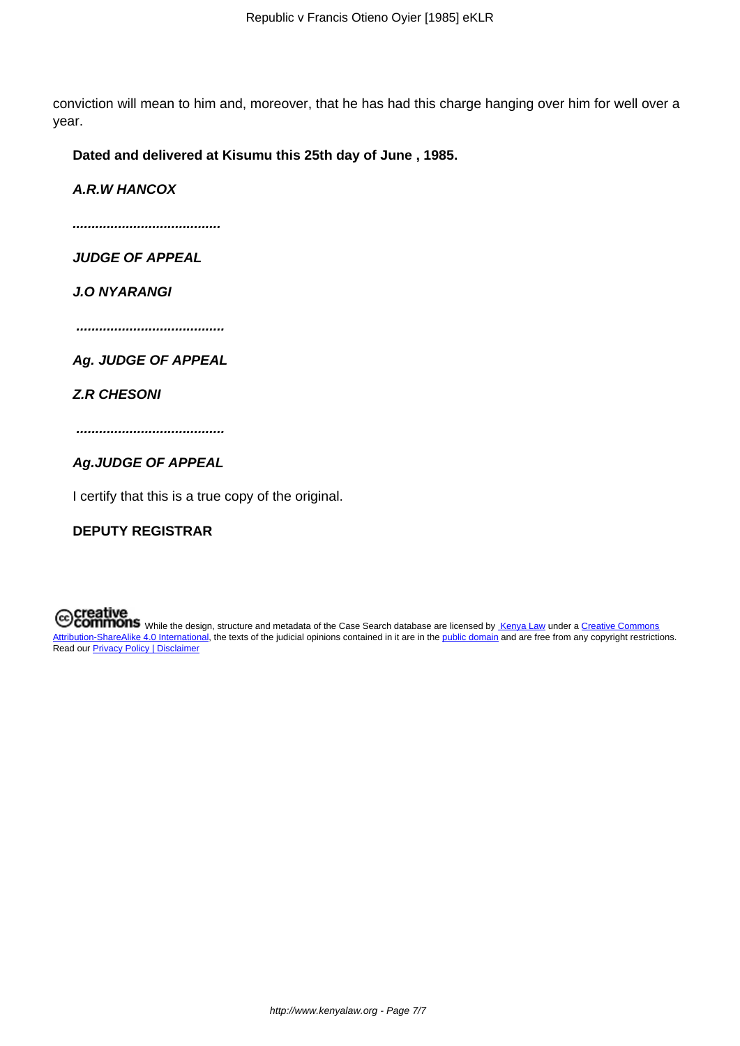conviction will mean to him and, moreover, that he has had this charge hanging over him for well over a year.

**Dated and delivered at Kisumu this 25th day of June , 1985.**

***A.R.W HANCOX***

***......................................***

***JUDGE OF APPEAL***

***J.O NYARANGI***

***......................................***

***Ag. JUDGE OF APPEAL***

***Z.R CHESONI***

***......................................***

***Ag.JUDGE OF APPEAL***

I certify that this is a true copy of the original.

**DEPUTY REGISTRAR**

While the design, structure and metadata of the Case Search database are licensed by Kenya Law under a Creative Commons Attribution-ShareAlike 4.0 International, the texts of the judicial opinions contained in it are in the public domain and are free from any copyright restrictions. Read our Privacy Policy | Disclaimer